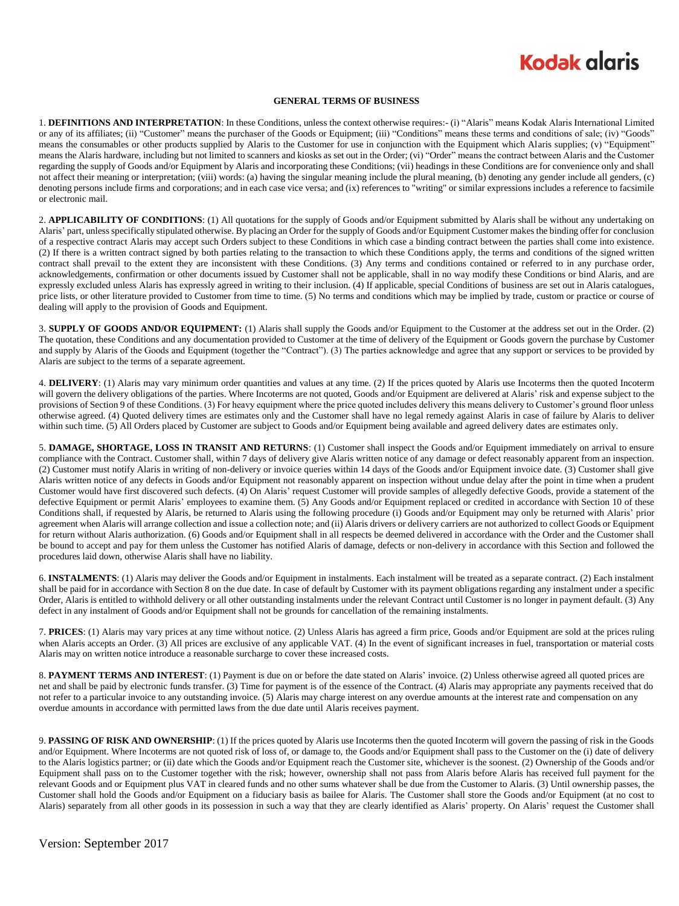Kodak alaris

## GENERAL TERMS OF BUSINESS

1. **DEFINITIONS AND INTERPRETATION**: In these Conditions, unless the context otherwise requires:- (i) "Alaris" means Kodak Alaris International Limited or any of its affiliates; (ii) "Customer" means the purchaser of the Goods or Equipment; (iii) "Conditions" means these terms and conditions of sale; (iv) "Goods" means the consumables or other products supplied by Alaris to the Customer for use in conjunction with the Equipment which Alaris supplies; (v) "Equipment" means the Alaris hardware, including but not limited to scanners and kiosks as set out in the Order; (vi) "Order" means the contract between Alaris and the Customer regarding the supply of Goods and/or Equipment by Alaris and incorporating these Conditions; (vii) headings in these Conditions are for convenience only and shall not affect their meaning or interpretation; (viii) words: (a) having the singular meaning include the plural meaning, (b) denoting any gender include all genders, (c) denoting persons include firms and corporations; and in each case vice versa; and (ix) references to "writing" or similar expressions includes a reference to facsimile or electronic mail.

2. **APPLICABILITY OF CONDITIONS**: (1) All quotations for the supply of Goods and/or Equipment submitted by Alaris shall be without any undertaking on Alaris' part, unless specifically stipulated otherwise. By placing an Order for the supply of Goods and/or Equipment Customer makes the binding offer for conclusion of a respective contract Alaris may accept such Orders subject to these Conditions in which case a binding contract between the parties shall come into existence. (2) If there is a written contract signed by both parties relating to the transaction to which these Conditions apply, the terms and conditions of the signed written contract shall prevail to the extent they are inconsistent with these Conditions. (3) Any terms and conditions contained or referred to in any purchase order, acknowledgements, confirmation or other documents issued by Customer shall not be applicable, shall in no way modify these Conditions or bind Alaris, and are expressly excluded unless Alaris has expressly agreed in writing to their inclusion. (4) If applicable, special Conditions of business are set out in Alaris catalogues, price lists, or other literature provided to Customer from time to time. (5) No terms and conditions which may be implied by trade, custom or practice or course of dealing will apply to the provision of Goods and Equipment.

3. **SUPPLY OF GOODS AND/OR EQUIPMENT:** (1) Alaris shall supply the Goods and/or Equipment to the Customer at the address set out in the Order. (2) The quotation, these Conditions and any documentation provided to Customer at the time of delivery of the Equipment or Goods govern the purchase by Customer and supply by Alaris of the Goods and Equipment (together the "Contract"). (3) The parties acknowledge and agree that any support or services to be provided by Alaris are subject to the terms of a separate agreement.

4. **DELIVERY**: (1) Alaris may vary minimum order quantities and values at any time. (2) If the prices quoted by Alaris use Incoterms then the quoted Incoterm will govern the delivery obligations of the parties. Where Incoterms are not quoted, Goods and/or Equipment are delivered at Alaris' risk and expense subject to the provisions of Section 9 of these Conditions. (3) For heavy equipment where the price quoted includes delivery this means delivery to Customer's ground floor unless otherwise agreed. (4) Quoted delivery times are estimates only and the Customer shall have no legal remedy against Alaris in case of failure by Alaris to deliver within such time. (5) All Orders placed by Customer are subject to Goods and/or Equipment being available and agreed delivery dates are estimates only.

5. **DAMAGE, SHORTAGE, LOSS IN TRANSIT AND RETURNS**: (1) Customer shall inspect the Goods and/or Equipment immediately on arrival to ensure compliance with the Contract. Customer shall, within 7 days of delivery give Alaris written notice of any damage or defect reasonably apparent from an inspection. (2) Customer must notify Alaris in writing of non-delivery or invoice queries within 14 days of the Goods and/or Equipment invoice date. (3) Customer shall give Alaris written notice of any defects in Goods and/or Equipment not reasonably apparent on inspection without undue delay after the point in time when a prudent Customer would have first discovered such defects. (4) On Alaris' request Customer will provide samples of allegedly defective Goods, provide a statement of the defective Equipment or permit Alaris' employees to examine them. (5) Any Goods and/or Equipment replaced or credited in accordance with Section 10 of these Conditions shall, if requested by Alaris, be returned to Alaris using the following procedure (i) Goods and/or Equipment may only be returned with Alaris' prior agreement when Alaris will arrange collection and issue a collection note; and (ii) Alaris drivers or delivery carriers are not authorized to collect Goods or Equipment for return without Alaris authorization. (6) Goods and/or Equipment shall in all respects be deemed delivered in accordance with the Order and the Customer shall be bound to accept and pay for them unless the Customer has notified Alaris of damage, defects or non-delivery in accordance with this Section and followed the procedures laid down, otherwise Alaris shall have no liability.

6. **INSTALMENTS**: (1) Alaris may deliver the Goods and/or Equipment in instalments. Each instalment will be treated as a separate contract. (2) Each instalment shall be paid for in accordance with Section 8 on the due date. In case of default by Customer with its payment obligations regarding any instalment under a specific Order, Alaris is entitled to withhold delivery or all other outstanding instalments under the relevant Contract until Customer is no longer in payment default. (3) Any defect in any instalment of Goods and/or Equipment shall not be grounds for cancellation of the remaining instalments.

7. **PRICES**: (1) Alaris may vary prices at any time without notice. (2) Unless Alaris has agreed a firm price, Goods and/or Equipment are sold at the prices ruling when Alaris accepts an Order. (3) All prices are exclusive of any applicable VAT. (4) In the event of significant increases in fuel, transportation or material costs Alaris may on written notice introduce a reasonable surcharge to cover these increased costs.

8. **PAYMENT TERMS AND INTEREST**: (1) Payment is due on or before the date stated on Alaris' invoice. (2) Unless otherwise agreed all quoted prices are net and shall be paid by electronic funds transfer. (3) Time for payment is of the essence of the Contract. (4) Alaris may appropriate any payments received that do not refer to a particular invoice to any outstanding invoice. (5) Alaris may charge interest on any overdue amounts at the interest rate and compensation on any overdue amounts in accordance with permitted laws from the due date until Alaris receives payment.

9. **PASSING OF RISK AND OWNERSHIP**: (1) If the prices quoted by Alaris use Incoterms then the quoted Incoterm will govern the passing of risk in the Goods and/or Equipment. Where Incoterms are not quoted risk of loss of, or damage to, the Goods and/or Equipment shall pass to the Customer on the (i) date of delivery to the Alaris logistics partner; or (ii) date which the Goods and/or Equipment reach the Customer site, whichever is the soonest. (2) Ownership of the Goods and/or Equipment shall pass on to the Customer together with the risk; however, ownership shall not pass from Alaris before Alaris has received full payment for the relevant Goods and or Equipment plus VAT in cleared funds and no other sums whatever shall be due from the Customer to Alaris. (3) Until ownership passes, the Customer shall hold the Goods and/or Equipment on a fiduciary basis as bailee for Alaris. The Customer shall store the Goods and/or Equipment (at no cost to Alaris) separately from all other goods in its possession in such a way that they are clearly identified as Alaris' property. On Alaris' request the Customer shall

Version: September 2017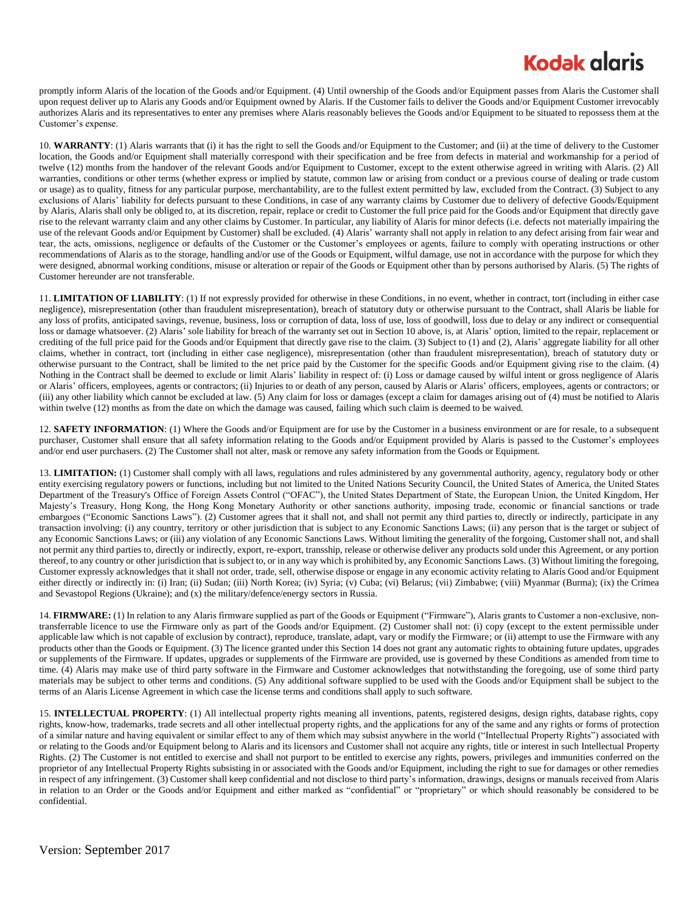promptly inform Alaris of the location of the Goods and/or Equipment. (4) Until ownership of the Goods and/or Equipment passes from Alaris the Customer shall upon request deliver up to Alaris any Goods and/or Equipment owned by Alaris. If the Customer fails to deliver the Goods and/or Equipment Customer irrevocably authorizes Alaris and its representatives to enter any premises where Alaris reasonably believes the Goods and/or Equipment to be situated to repossess them at the Customer's expense.

10. **WARRANTY**: (1) Alaris warrants that (i) it has the right to sell the Goods and/or Equipment to the Customer; and (ii) at the time of delivery to the Customer location, the Goods and/or Equipment shall materially correspond with their specification and be free from defects in material and workmanship for a period of twelve (12) months from the handover of the relevant Goods and/or Equipment to Customer, except to the extent otherwise agreed in writing with Alaris. (2) All warranties, conditions or other terms (whether express or implied by statute, common law or arising from conduct or a previous course of dealing or trade custom or usage) as to quality, fitness for any particular purpose, merchantability, are to the fullest extent permitted by law, excluded from the Contract. (3) Subject to any exclusions of Alaris' liability for defects pursuant to these Conditions, in case of any warranty claims by Customer due to delivery of defective Goods/Equipment by Alaris, Alaris shall only be obliged to, at its discretion, repair, replace or credit to Customer the full price paid for the Goods and/or Equipment that directly gave rise to the relevant warranty claim and any other claims by Customer. In particular, any liability of Alaris for minor defects (i.e. defects not materially impairing the use of the relevant Goods and/or Equipment by Customer) shall be excluded. (4) Alaris' warranty shall not apply in relation to any defect arising from fair wear and tear, the acts, omissions, negligence or defaults of the Customer or the Customer's employees or agents, failure to comply with operating instructions or other recommendations of Alaris as to the storage, handling and/or use of the Goods or Equipment, wilful damage, use not in accordance with the purpose for which they were designed, abnormal working conditions, misuse or alteration or repair of the Goods or Equipment other than by persons authorised by Alaris. (5) The rights of Customer hereunder are not transferable.

11. **LIMITATION OF LIABILITY**: (1) If not expressly provided for otherwise in these Conditions, in no event, whether in contract, tort (including in either case negligence), misrepresentation (other than fraudulent misrepresentation), breach of statutory duty or otherwise pursuant to the Contract, shall Alaris be liable for any loss of profits, anticipated savings, revenue, business, loss or corruption of data, loss of use, loss of goodwill, loss due to delay or any indirect or consequential loss or damage whatsoever. (2) Alaris' sole liability for breach of the warranty set out in Section 10 above, is, at Alaris' option, limited to the repair, replacement or crediting of the full price paid for the Goods and/or Equipment that directly gave rise to the claim. (3) Subject to (1) and (2), Alaris' aggregate liability for all other claims, whether in contract, tort (including in either case negligence), misrepresentation (other than fraudulent misrepresentation), breach of statutory duty or otherwise pursuant to the Contract, shall be limited to the net price paid by the Customer for the specific Goods and/or Equipment giving rise to the claim. (4) Nothing in the Contract shall be deemed to exclude or limit Alaris' liability in respect of: (i) Loss or damage caused by wilful intent or gross negligence of Alaris or Alaris' officers, employees, agents or contractors; (ii) Injuries to or death of any person, caused by Alaris or Alaris' officers, employees, agents or contractors; or (iii) any other liability which cannot be excluded at law. (5) Any claim for loss or damages (except a claim for damages arising out of (4) must be notified to Alaris within twelve (12) months as from the date on which the damage was caused, failing which such claim is deemed to be waived.

12. **SAFETY INFORMATION**: (1) Where the Goods and/or Equipment are for use by the Customer in a business environment or are for resale, to a subsequent purchaser, Customer shall ensure that all safety information relating to the Goods and/or Equipment provided by Alaris is passed to the Customer's employees and/or end user purchasers. (2) The Customer shall not alter, mask or remove any safety information from the Goods or Equipment.

13. **LIMITATION:** (1) Customer shall comply with all laws, regulations and rules administered by any governmental authority, agency, regulatory body or other entity exercising regulatory powers or functions, including but not limited to the United Nations Security Council, the United States of America, the United States Department of the Treasury's Office of Foreign Assets Control ("OFAC"), the United States Department of State, the European Union, the United Kingdom, Her Majesty's Treasury, Hong Kong, the Hong Kong Monetary Authority or other sanctions authority, imposing trade, economic or financial sanctions or trade embargoes ("Economic Sanctions Laws"). (2) Customer agrees that it shall not, and shall not permit any third parties to, directly or indirectly, participate in any transaction involving: (i) any country, territory or other jurisdiction that is subject to any Economic Sanctions Laws; (ii) any person that is the target or subject of any Economic Sanctions Laws; or (iii) any violation of any Economic Sanctions Laws. Without limiting the generality of the forgoing, Customer shall not, and shall not permit any third parties to, directly or indirectly, export, re-export, transship, release or otherwise deliver any products sold under this Agreement, or any portion thereof, to any country or other jurisdiction that is subject to, or in any way which is prohibited by, any Economic Sanctions Laws. (3) Without limiting the foregoing, Customer expressly acknowledges that it shall not order, trade, sell, otherwise dispose or engage in any economic activity relating to Alaris Good and/or Equipment either directly or indirectly in: (i) Iran; (ii) Sudan; (iii) North Korea; (iv) Syria; (v) Cuba; (vi) Belarus; (vii) Zimbabwe; (viii) Myanmar (Burma); (ix) the Crimea and Sevastopol Regions (Ukraine); and (x) the military/defence/energy sectors in Russia.

14. **FIRMWARE:** (1) In relation to any Alaris firmware supplied as part of the Goods or Equipment ("Firmware"), Alaris grants to Customer a non-exclusive, non-transferrable licence to use the Firmware only as part of the Goods and/or Equipment. (2) Customer shall not: (i) copy (except to the extent permissible under applicable law which is not capable of exclusion by contract), reproduce, translate, adapt, vary or modify the Firmware; or (ii) attempt to use the Firmware with any products other than the Goods or Equipment. (3) The licence granted under this Section 14 does not grant any automatic rights to obtaining future updates, upgrades or supplements of the Firmware. If updates, upgrades or supplements of the Firmware are provided, use is governed by these Conditions as amended from time to time. (4) Alaris may make use of third party software in the Firmware and Customer acknowledges that notwithstanding the foregoing, use of some third party materials may be subject to other terms and conditions. (5) Any additional software supplied to be used with the Goods and/or Equipment shall be subject to the terms of an Alaris License Agreement in which case the license terms and conditions shall apply to such software.

15. **INTELLECTUAL PROPERTY**: (1) All intellectual property rights meaning all inventions, patents, registered designs, design rights, database rights, copy rights, know-how, trademarks, trade secrets and all other intellectual property rights, and the applications for any of the same and any rights or forms of protection of a similar nature and having equivalent or similar effect to any of them which may subsist anywhere in the world ("Intellectual Property Rights") associated with or relating to the Goods and/or Equipment belong to Alaris and its licensors and Customer shall not acquire any rights, title or interest in such Intellectual Property Rights. (2) The Customer is not entitled to exercise and shall not purport to be entitled to exercise any rights, powers, privileges and immunities conferred on the proprietor of any Intellectual Property Rights subsisting in or associated with the Goods and/or Equipment, including the right to sue for damages or other remedies in respect of any infringement. (3) Customer shall keep confidential and not disclose to third party's information, drawings, designs or manuals received from Alaris in relation to an Order or the Goods and/or Equipment and either marked as "confidential" or "proprietary" or which should reasonably be considered to be confidential.

Version: September 2017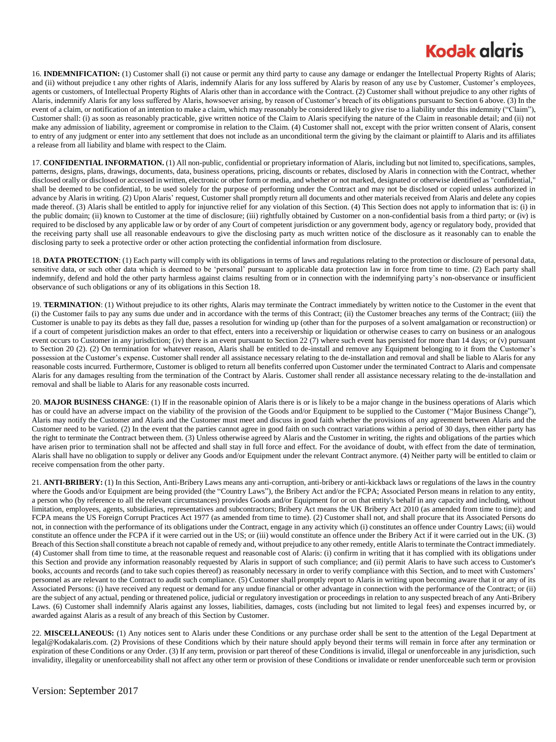16. **INDEMNIFICATION:** (1) Customer shall (i) not cause or permit any third party to cause any damage or endanger the Intellectual Property Rights of Alaris; and (ii) without prejudice t any other rights of Alaris, indemnify Alaris for any loss suffered by Alaris by reason of any use by Customer, Customer's employees, agents or customers, of Intellectual Property Rights of Alaris other than in accordance with the Contract. (2) Customer shall without prejudice to any other rights of Alaris, indemnify Alaris for any loss suffered by Alaris, howsoever arising, by reason of Customer's breach of its obligations pursuant to Section 6 above. (3) In the event of a claim, or notification of an intention to make a claim, which may reasonably be considered likely to give rise to a liability under this indemnity ("Claim"), Customer shall: (i) as soon as reasonably practicable, give written notice of the Claim to Alaris specifying the nature of the Claim in reasonable detail; and (ii) not make any admission of liability, agreement or compromise in relation to the Claim. (4) Customer shall not, except with the prior written consent of Alaris, consent to entry of any judgment or enter into any settlement that does not include as an unconditional term the giving by the claimant or plaintiff to Alaris and its affiliates a release from all liability and blame with respect to the Claim.

17. **CONFIDENTIAL INFORMATION.** (1) All non-public, confidential or proprietary information of Alaris, including but not limited to, specifications, samples, patterns, designs, plans, drawings, documents, data, business operations, pricing, discounts or rebates, disclosed by Alaris in connection with the Contract, whether disclosed orally or disclosed or accessed in written, electronic or other form or media, and whether or not marked, designated or otherwise identified as "confidential," shall be deemed to be confidential, to be used solely for the purpose of performing under the Contract and may not be disclosed or copied unless authorized in advance by Alaris in writing. (2) Upon Alaris' request, Customer shall promptly return all documents and other materials received from Alaris and delete any copies made thereof. (3) Alaris shall be entitled to apply for injunctive relief for any violation of this Section. (4) This Section does not apply to information that is: (i) in the public domain; (ii) known to Customer at the time of disclosure; (iii) rightfully obtained by Customer on a non-confidential basis from a third party; or (iv) is required to be disclosed by any applicable law or by order of any Court of competent jurisdiction or any government body, agency or regulatory body, provided that the receiving party shall use all reasonable endeavours to give the disclosing party as much written notice of the disclosure as it reasonably can to enable the disclosing party to seek a protective order or other action protecting the confidential information from disclosure.

18. **DATA PROTECTION**: (1) Each party will comply with its obligations in terms of laws and regulations relating to the protection or disclosure of personal data, sensitive data, or such other data which is deemed to be 'personal' pursuant to applicable data protection law in force from time to time. (2) Each party shall indemnify, defend and hold the other party harmless against claims resulting from or in connection with the indemnifying party's non-observance or insufficient observance of such obligations or any of its obligations in this Section 18.

19. **TERMINATION**: (1) Without prejudice to its other rights, Alaris may terminate the Contract immediately by written notice to the Customer in the event that (i) the Customer fails to pay any sums due under and in accordance with the terms of this Contract; (ii) the Customer breaches any terms of the Contract; (iii) the Customer is unable to pay its debts as they fall due, passes a resolution for winding up (other than for the purposes of a solvent amalgamation or reconstruction) or if a court of competent jurisdiction makes an order to that effect, enters into a receivership or liquidation or otherwise ceases to carry on business or an analogous event occurs to Customer in any jurisdiction; (iv) there is an event pursuant to Section 22 (7) where such event has persisted for more than 14 days; or (v) pursuant to Section 20 (2). (2) On termination for whatever reason, Alaris shall be entitled to de-install and remove any Equipment belonging to it from the Customer's possession at the Customer's expense. Customer shall render all assistance necessary relating to the de-installation and removal and shall be liable to Alaris for any reasonable costs incurred. Furthermore, Customer is obliged to return all benefits conferred upon Customer under the terminated Contract to Alaris and compensate Alaris for any damages resulting from the termination of the Contract by Alaris. Customer shall render all assistance necessary relating to the de-installation and removal and shall be liable to Alaris for any reasonable costs incurred.

20. **MAJOR BUSINESS CHANGE**: (1) If in the reasonable opinion of Alaris there is or is likely to be a major change in the business operations of Alaris which has or could have an adverse impact on the viability of the provision of the Goods and/or Equipment to be supplied to the Customer ("Major Business Change"), Alaris may notify the Customer and Alaris and the Customer must meet and discuss in good faith whether the provisions of any agreement between Alaris and the Customer need to be varied. (2) In the event that the parties cannot agree in good faith on such contract variations within a period of 30 days, then either party has the right to terminate the Contract between them. (3) Unless otherwise agreed by Alaris and the Customer in writing, the rights and obligations of the parties which have arisen prior to termination shall not be affected and shall stay in full force and effect. For the avoidance of doubt, with effect from the date of termination, Alaris shall have no obligation to supply or deliver any Goods and/or Equipment under the relevant Contract anymore. (4) Neither party will be entitled to claim or receive compensation from the other party.

21. **ANTI-BRIBERY:** (1) In this Section, Anti-Bribery Laws means any anti-corruption, anti-bribery or anti-kickback laws or regulations of the laws in the country where the Goods and/or Equipment are being provided (the "Country Laws"), the Bribery Act and/or the FCPA; Associated Person means in relation to any entity, a person who (by reference to all the relevant circumstances) provides Goods and/or Equipment for or on that entity's behalf in any capacity and including, without limitation, employees, agents, subsidiaries, representatives and subcontractors; Bribery Act means the UK Bribery Act 2010 (as amended from time to time); and FCPA means the US Foreign Corrupt Practices Act 1977 (as amended from time to time). (2) Customer shall not, and shall procure that its Associated Persons do not, in connection with the performance of its obligations under the Contract, engage in any activity which (i) constitutes an offence under Country Laws; (ii) would constitute an offence under the FCPA if it were carried out in the US; or (iii) would constitute an offence under the Bribery Act if it were carried out in the UK. (3) Breach of this Section shall constitute a breach not capable of remedy and, without prejudice to any other remedy, entitle Alaris to terminate the Contract immediately. (4) Customer shall from time to time, at the reasonable request and reasonable cost of Alaris: (i) confirm in writing that it has complied with its obligations under this Section and provide any information reasonably requested by Alaris in support of such compliance; and (ii) permit Alaris to have such access to Customer's books, accounts and records (and to take such copies thereof) as reasonably necessary in order to verify compliance with this Section, and to meet with Customers' personnel as are relevant to the Contract to audit such compliance. (5) Customer shall promptly report to Alaris in writing upon becoming aware that it or any of its Associated Persons: (i) have received any request or demand for any undue financial or other advantage in connection with the performance of the Contract; or (ii) are the subject of any actual, pending or threatened police, judicial or regulatory investigation or proceedings in relation to any suspected breach of any Anti-Bribery Laws. (6) Customer shall indemnify Alaris against any losses, liabilities, damages, costs (including but not limited to legal fees) and expenses incurred by, or awarded against Alaris as a result of any breach of this Section by Customer.

22. **MISCELLANEOUS:** (1) Any notices sent to Alaris under these Conditions or any purchase order shall be sent to the attention of the Legal Department at legal@Kodakalaris.com. (2) Provisions of these Conditions which by their nature should apply beyond their terms will remain in force after any termination or expiration of these Conditions or any Order. (3) If any term, provision or part thereof of these Conditions is invalid, illegal or unenforceable in any jurisdiction, such invalidity, illegality or unenforceability shall not affect any other term or provision of these Conditions or invalidate or render unenforceable such term or provision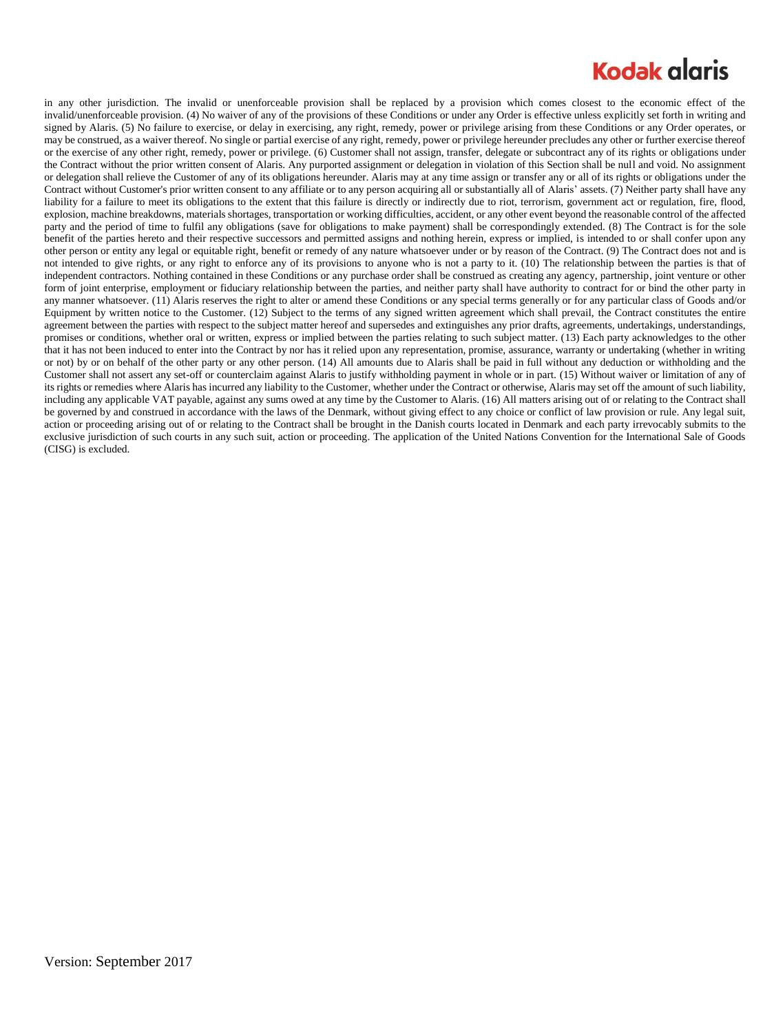in any other jurisdiction. The invalid or unenforceable provision shall be replaced by a provision which comes closest to the economic effect of the invalid/unenforceable provision. (4) No waiver of any of the provisions of these Conditions or under any Order is effective unless explicitly set forth in writing and signed by Alaris. (5) No failure to exercise, or delay in exercising, any right, remedy, power or privilege arising from these Conditions or any Order operates, or may be construed, as a waiver thereof. No single or partial exercise of any right, remedy, power or privilege hereunder precludes any other or further exercise thereof or the exercise of any other right, remedy, power or privilege. (6) Customer shall not assign, transfer, delegate or subcontract any of its rights or obligations under the Contract without the prior written consent of Alaris. Any purported assignment or delegation in violation of this Section shall be null and void. No assignment or delegation shall relieve the Customer of any of its obligations hereunder. Alaris may at any time assign or transfer any or all of its rights or obligations under the Contract without Customer's prior written consent to any affiliate or to any person acquiring all or substantially all of Alaris' assets. (7) Neither party shall have any liability for a failure to meet its obligations to the extent that this failure is directly or indirectly due to riot, terrorism, government act or regulation, fire, flood, explosion, machine breakdowns, materials shortages, transportation or working difficulties, accident, or any other event beyond the reasonable control of the affected party and the period of time to fulfil any obligations (save for obligations to make payment) shall be correspondingly extended. (8) The Contract is for the sole benefit of the parties hereto and their respective successors and permitted assigns and nothing herein, express or implied, is intended to or shall confer upon any other person or entity any legal or equitable right, benefit or remedy of any nature whatsoever under or by reason of the Contract. (9) The Contract does not and is not intended to give rights, or any right to enforce any of its provisions to anyone who is not a party to it. (10) The relationship between the parties is that of independent contractors. Nothing contained in these Conditions or any purchase order shall be construed as creating any agency, partnership, joint venture or other form of joint enterprise, employment or fiduciary relationship between the parties, and neither party shall have authority to contract for or bind the other party in any manner whatsoever. (11) Alaris reserves the right to alter or amend these Conditions or any special terms generally or for any particular class of Goods and/or Equipment by written notice to the Customer. (12) Subject to the terms of any signed written agreement which shall prevail, the Contract constitutes the entire agreement between the parties with respect to the subject matter hereof and supersedes and extinguishes any prior drafts, agreements, undertakings, understandings, promises or conditions, whether oral or written, express or implied between the parties relating to such subject matter. (13) Each party acknowledges to the other that it has not been induced to enter into the Contract by nor has it relied upon any representation, promise, assurance, warranty or undertaking (whether in writing or not) by or on behalf of the other party or any other person. (14) All amounts due to Alaris shall be paid in full without any deduction or withholding and the Customer shall not assert any set-off or counterclaim against Alaris to justify withholding payment in whole or in part. (15) Without waiver or limitation of any of its rights or remedies where Alaris has incurred any liability to the Customer, whether under the Contract or otherwise, Alaris may set off the amount of such liability, including any applicable VAT payable, against any sums owed at any time by the Customer to Alaris. (16) All matters arising out of or relating to the Contract shall be governed by and construed in accordance with the laws of the Denmark, without giving effect to any choice or conflict of law provision or rule. Any legal suit, action or proceeding arising out of or relating to the Contract shall be brought in the Danish courts located in Denmark and each party irrevocably submits to the exclusive jurisdiction of such courts in any such suit, action or proceeding. The application of the United Nations Convention for the International Sale of Goods (CISG) is excluded.

Version: September 2017